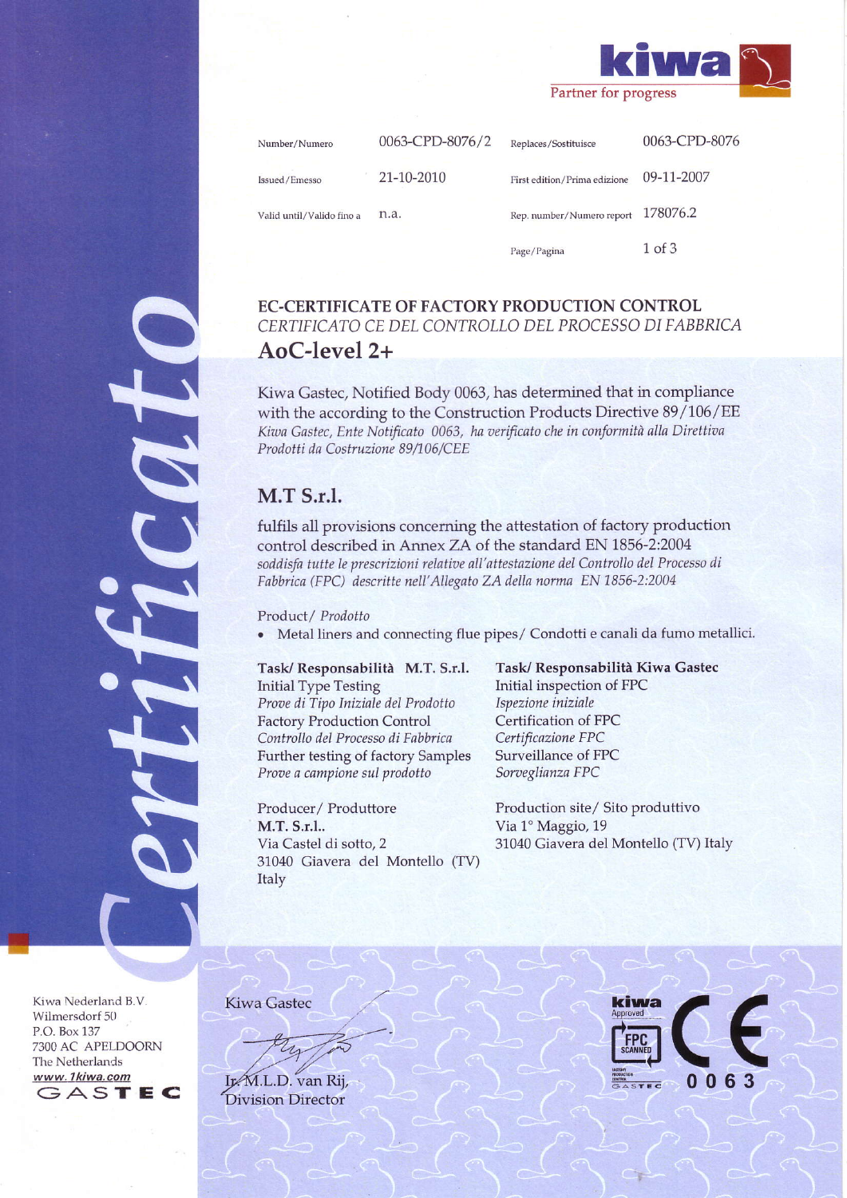kiwa

Partner for progress

| Number/Numero | 0063-CPD-8076/2 | Replaces/Sostituisce | 0063-CPD-8076 |
|---|---|---|---|
| Issued/Emesso | 21-10-2010 | First edition/Prima edizione | 09-11-2007 |
| Valid until/Valido fino a | n.a. | Rep. number/Numero report | 178076.2 |

# EC-CERTIFICATE OF FACTORY PRODUCTION CONTROL

*CERTIFICATO CE DEL CONTROLLO DEL PROCESSO DI FABBRICA*

## AoC-level 2+

Kiwa Gastec, Notified Body 0063, has determined that in compliance with the according to the Construction Products Directive 89/106/EE
*Kiwa Gastec, Ente Notificato 0063, ha verificato che in conformità alla Direttiva Prodotti da Costruzione 89/106/CEE*

## M.T S.r.l.

fulfils all provisions concerning the attestation of factory production control described in Annex ZA of the standard EN 1856-2:2004
*soddisfa tutte le prescrizioni relative all'attestazione del Controllo del Processo di Fabbrica (FPC) descritte nell'Allegato ZA della norma EN 1856-2:2004*

Product/ *Prodotto*

- Metal liners and connecting flue pipes/ Condotti e canali da fumo metallici.

**Task/ Responsabilità M.T. S.r.l.**
Initial Type Testing
*Prove di Tipo Iniziale del Prodotto*
Factory Production Control
*Controllo del Processo di Fabbrica*
Further testing of factory Samples
*Prove a campione sul prodotto*

**Task/ Responsabilità Kiwa Gastec**
Initial inspection of FPC
*Ispezione iniziale*
Certification of FPC
*Certificazione FPC*
Surveillance of FPC
*Sorveglianza FPC*

Producer/ Produttore
**M.T. S.r.l..**
Via Castel di sotto, 2
31040 Giavera del Montello (TV)
Italy

Production site/ Sito produttivo
Via 1° Maggio, 19
31040 Giavera del Montello (TV) Italy

Kiwa Gastec

Ir. M.L.D. van Rij,
Division Director

Kiwa Nederland B.V.
Wilmersdorf 50
P.O. Box 137
7300 AC APELDOORN
The Netherlands
www.1kiwa.com
GASTEC

kiwa Approved FPC SCANNED — CE 0063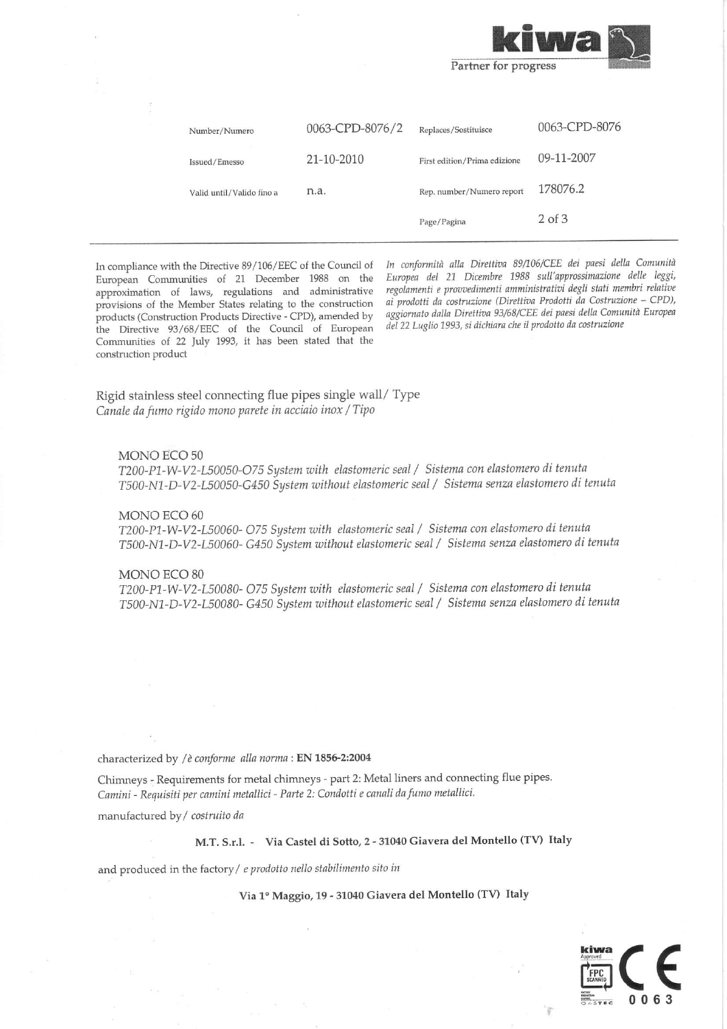Kiwa — Partner for progress

| Number/Numero | 0063-CPD-8076/2 | Replaces/Sostituisce | 0063-CPD-8076 |
| --- | --- | --- | --- |
| Issued/Emesso | 21-10-2010 | First edition/Prima edizione | 09-11-2007 |
| Valid until/Valido fino a | n.a. | Rep. number/Numero report | 178076.2 |

In compliance with the Directive 89/106/EEC of the Council of European Communities of 21 December 1988 on the approximation of laws, regulations and administrative provisions of the Member States relating to the construction products (Construction Products Directive - CPD), amended by the Directive 93/68/EEC of the Council of European Communities of 22 July 1993, it has been stated that the construction product

*In conformità alla Direttiva 89/106/CEE dei paesi della Comunità Europea del 21 Dicembre 1988 sull'approssimazione delle leggi, regolamenti e provvedimenti amministrativi degli stati membri relative ai prodotti da costruzione (Direttiva Prodotti da Costruzione – CPD), aggiornato dalla Direttiva 93/68/CEE dei paesi della Comunità Europea del 22 Luglio 1993, si dichiara che il prodotto da costruzione*

Rigid stainless steel connecting flue pipes single wall/ Type
*Canale da fumo rigido mono parete in acciaio inox / Tipo*

MONO ECO 50
*T200-P1-W-V2-L50050-O75 System with elastomeric seal / Sistema con elastomero di tenuta*
*T500-N1-D-V2-L50050-G450 System without elastomeric seal / Sistema senza elastomero di tenuta*

MONO ECO 60
*T200-P1-W-V2-L50060- O75 System with elastomeric seal / Sistema con elastomero di tenuta*
*T500-N1-D-V2-L50060- G450 System without elastomeric seal / Sistema senza elastomero di tenuta*

MONO ECO 80
*T200-P1-W-V2-L50080- O75 System with elastomeric seal / Sistema con elastomero di tenuta*
*T500-N1-D-V2-L50080- G450 System without elastomeric seal / Sistema senza elastomero di tenuta*

characterized by / *è conforme alla norma* : **EN 1856-2:2004**

Chimneys - Requirements for metal chimneys - part 2: Metal liners and connecting flue pipes.
*Camini - Requisiti per camini metallici - Parte 2: Condotti e canali da fumo metallici.*

manufactured by / *costruito da*

**M.T. S.r.l. - Via Castel di Sotto, 2 - 31040 Giavera del Montello (TV) Italy**

and produced in the factory / *e prodotto nello stabilimento sito in*

**Via 1° Maggio, 19 - 31040 Giavera del Montello (TV) Italy**

Kiwa Approved FPC SCANNED — CE 0063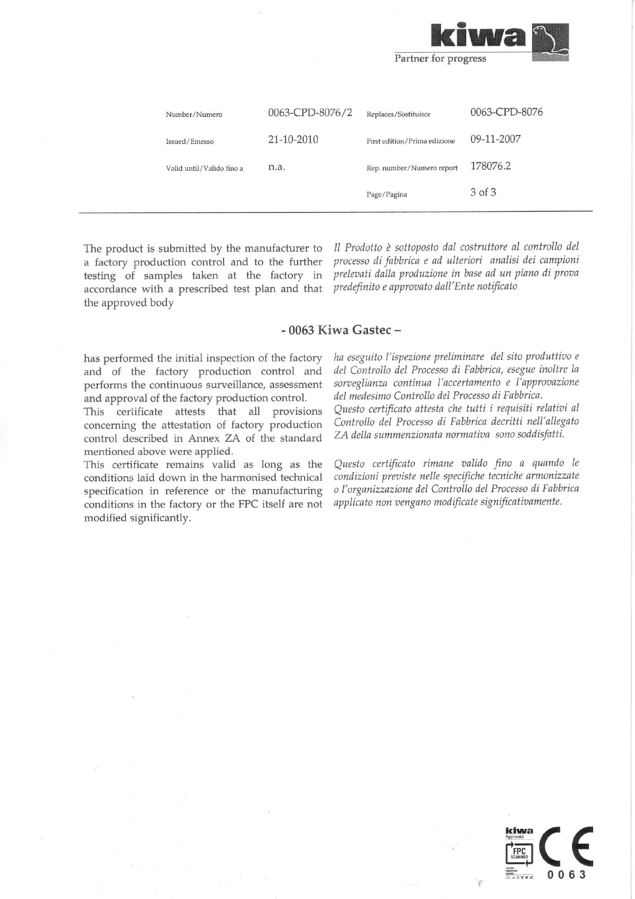| | | | |
|---|---|---|---|
| Number/Numero | 0063-CPD-8076/2 | Replaces/Sostituisce | 0063-CPD-8076 |
| Issued/Emesso | 21-10-2010 | First edition/Prima edizione | 09-11-2007 |
| Valid until/Valido fino a | n.a. | Rep. number/Numero report | 178076.2 |
| | | Page/Pagina | 3 of 3 |

The product is submitted by the manufacturer to a factory production control and to the further testing of samples taken at the factory in accordance with a prescribed test plan and that the approved body

*Il Prodotto è sottoposto dal costruttore al controllo del processo di fabbrica e ad ulteriori analisi dei campioni prelevati dalla produzione in base ad un piano di prova predefinito e approvato dall'Ente notificato*

**- 0063 Kiwa Gastec –**

has performed the initial inspection of the factory and of the factory production control and performs the continuous surveillance, assessment and approval of the factory production control.
This certificate attests that all provisions concerning the attestation of factory production control described in Annex ZA of the standard mentioned above were applied.
This certificate remains valid as long as the conditions laid down in the harmonised technical specification in reference or the manufacturing conditions in the factory or the FPC itself are not modified significantly.

*ha eseguito l'ispezione preliminare del sito produttivo e del Controllo del Processo di Fabbrica, esegue inoltre la sorveglianza continua l'accertamento e l'approvazione del medesimo Controllo del Processo di Fabbrica.*
*Questo certificato attesta che tutti i requisiti relativi al Controllo del Processo di Fabbrica decritti nell'allegato ZA della summenzionata normativa sono soddisfatti.*
*Questo certificato rimane valido fino a quando le condizioni previste nelle specifiche tecniche armonizzate o l'organizzazione del Controllo del Processo di Fabbrica applicato non vengano modificate significativamente.*

kiwa Approved FPC SCANNED GASTEC CE 0063